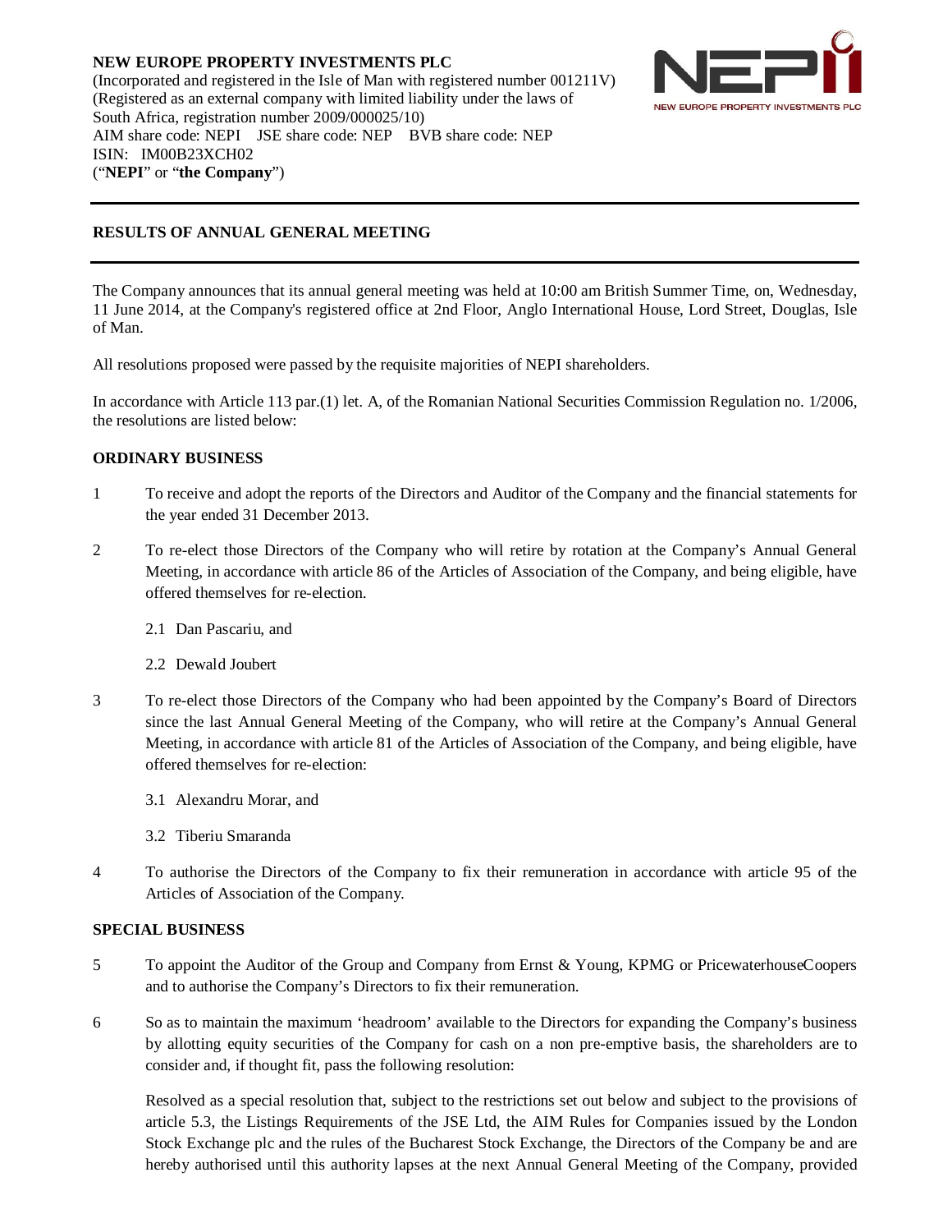**NEW EUROPE PROPERTY INVESTMENTS PLC**
(Incorporated and registered in the Isle of Man with registered number 001211V)
(Registered as an external company with limited liability under the laws of South Africa, registration number 2009/000025/10)
AIM share code: NEPI JSE share code: NEP BVB share code: NEP
ISIN: IM00B23XCH02
("**NEPI**" or "**the Company**")

---

## RESULTS OF ANNUAL GENERAL MEETING

---

The Company announces that its annual general meeting was held at 10:00 am British Summer Time, on, Wednesday, 11 June 2014, at the Company's registered office at 2nd Floor, Anglo International House, Lord Street, Douglas, Isle of Man.

All resolutions proposed were passed by the requisite majorities of NEPI shareholders.

In accordance with Article 113 par.(1) let. A, of the Romanian National Securities Commission Regulation no. 1/2006, the resolutions are listed below:

### ORDINARY BUSINESS

1 To receive and adopt the reports of the Directors and Auditor of the Company and the financial statements for the year ended 31 December 2013.

2 To re-elect those Directors of the Company who will retire by rotation at the Company's Annual General Meeting, in accordance with article 86 of the Articles of Association of the Company, and being eligible, have offered themselves for re-election.

   2.1 Dan Pascariu, and

   2.2 Dewald Joubert

3 To re-elect those Directors of the Company who had been appointed by the Company's Board of Directors since the last Annual General Meeting of the Company, who will retire at the Company's Annual General Meeting, in accordance with article 81 of the Articles of Association of the Company, and being eligible, have offered themselves for re-election:

   3.1 Alexandru Morar, and

   3.2 Tiberiu Smaranda

4 To authorise the Directors of the Company to fix their remuneration in accordance with article 95 of the Articles of Association of the Company.

### SPECIAL BUSINESS

5 To appoint the Auditor of the Group and Company from Ernst & Young, KPMG or PricewaterhouseCoopers and to authorise the Company's Directors to fix their remuneration.

6 So as to maintain the maximum 'headroom' available to the Directors for expanding the Company's business by allotting equity securities of the Company for cash on a non pre-emptive basis, the shareholders are to consider and, if thought fit, pass the following resolution:

   Resolved as a special resolution that, subject to the restrictions set out below and subject to the provisions of article 5.3, the Listings Requirements of the JSE Ltd, the AIM Rules for Companies issued by the London Stock Exchange plc and the rules of the Bucharest Stock Exchange, the Directors of the Company be and are hereby authorised until this authority lapses at the next Annual General Meeting of the Company, provided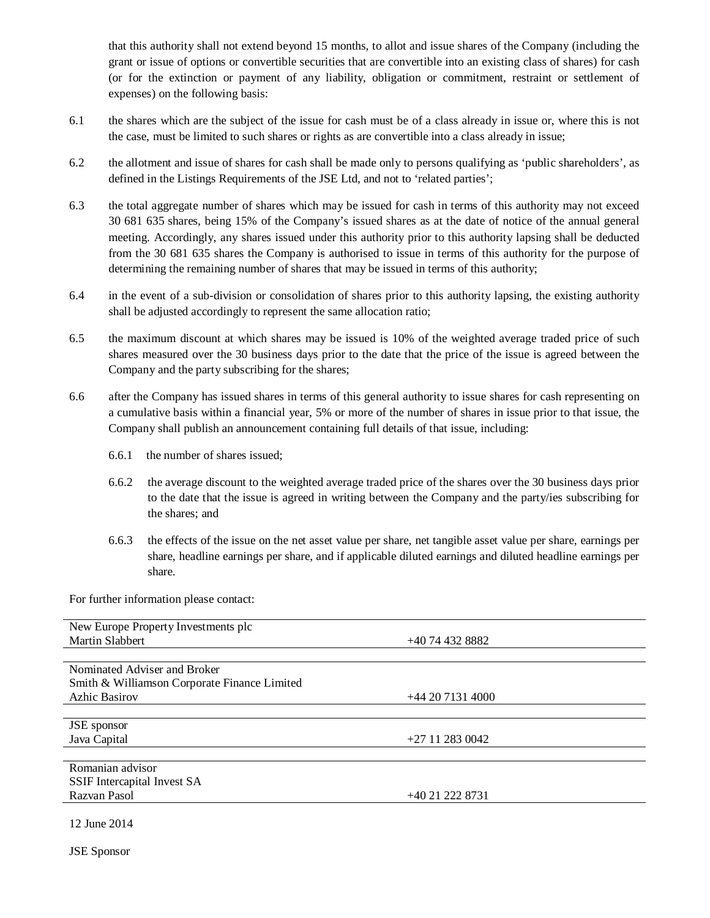that this authority shall not extend beyond 15 months, to allot and issue shares of the Company (including the grant or issue of options or convertible securities that are convertible into an existing class of shares) for cash (or for the extinction or payment of any liability, obligation or commitment, restraint or settlement of expenses) on the following basis:

6.1 the shares which are the subject of the issue for cash must be of a class already in issue or, where this is not the case, must be limited to such shares or rights as are convertible into a class already in issue;

6.2 the allotment and issue of shares for cash shall be made only to persons qualifying as 'public shareholders', as defined in the Listings Requirements of the JSE Ltd, and not to 'related parties';

6.3 the total aggregate number of shares which may be issued for cash in terms of this authority may not exceed 30 681 635 shares, being 15% of the Company's issued shares as at the date of notice of the annual general meeting. Accordingly, any shares issued under this authority prior to this authority lapsing shall be deducted from the 30 681 635 shares the Company is authorised to issue in terms of this authority for the purpose of determining the remaining number of shares that may be issued in terms of this authority;

6.4 in the event of a sub-division or consolidation of shares prior to this authority lapsing, the existing authority shall be adjusted accordingly to represent the same allocation ratio;

6.5 the maximum discount at which shares may be issued is 10% of the weighted average traded price of such shares measured over the 30 business days prior to the date that the price of the issue is agreed between the Company and the party subscribing for the shares;

6.6 after the Company has issued shares in terms of this general authority to issue shares for cash representing on a cumulative basis within a financial year, 5% or more of the number of shares in issue prior to that issue, the Company shall publish an announcement containing full details of that issue, including:

6.6.1 the number of shares issued;

6.6.2 the average discount to the weighted average traded price of the shares over the 30 business days prior to the date that the issue is agreed in writing between the Company and the party/ies subscribing for the shares; and

6.6.3 the effects of the issue on the net asset value per share, net tangible asset value per share, earnings per share, headline earnings per share, and if applicable diluted earnings and diluted headline earnings per share.

For further information please contact:

| | |
|---|---|
| New Europe Property Investments plc<br>Martin Slabbert | +40 74 432 8882 |
| Nominated Adviser and Broker<br>Smith & Williamson Corporate Finance Limited<br>Azhic Basirov | +44 20 7131 4000 |
| JSE sponsor<br>Java Capital | +27 11 283 0042 |
| Romanian advisor<br>SSIF Intercapital Invest SA<br>Razvan Pasol | +40 21 222 8731 |

12 June 2014

JSE Sponsor